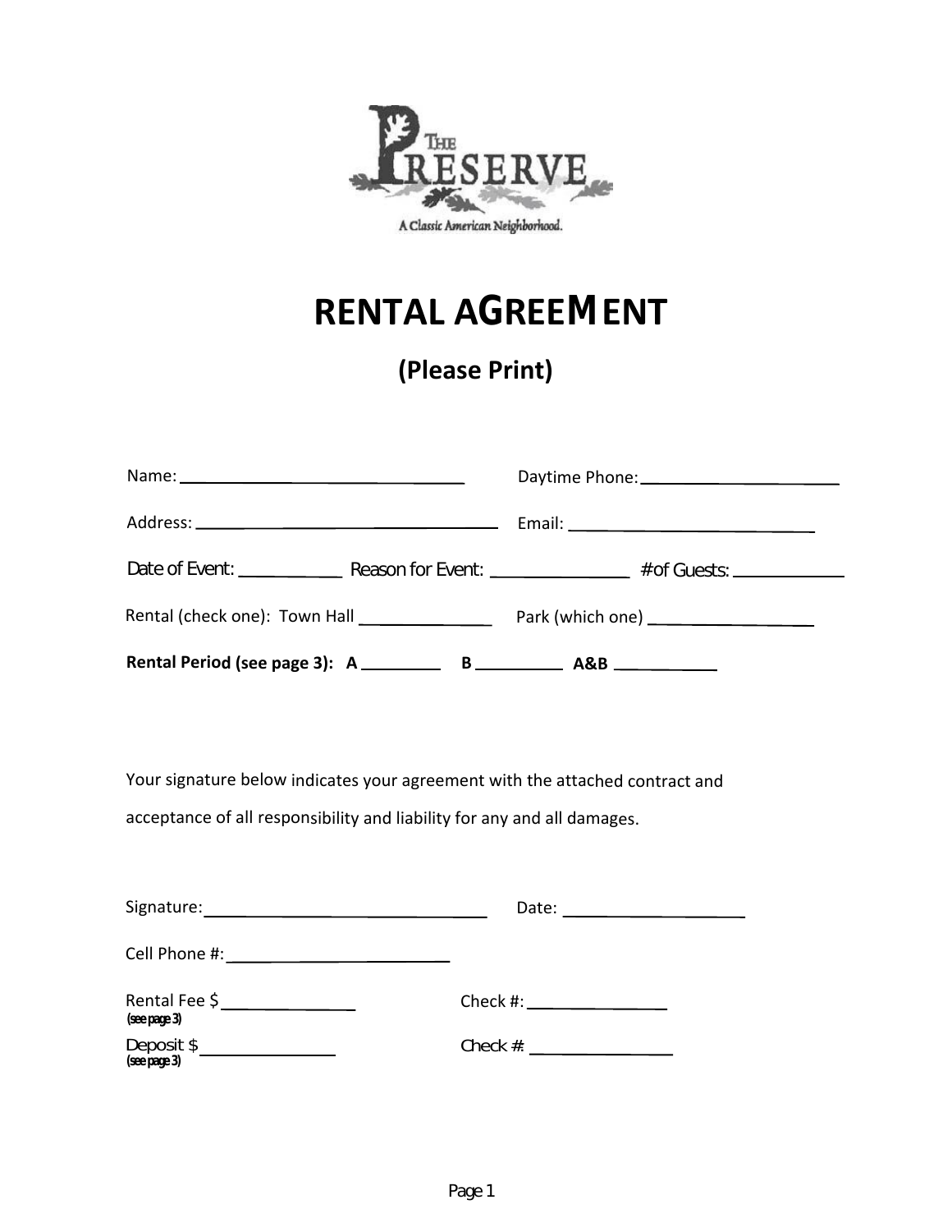THE PRESERVE

A Classic American Neighborhood.

# RENTAL AGREEMENT

**(Please Print)**

Name: ______________________________ Daytime Phone: ____________________

Address: ______________________________ Email: ________________________

Date of Event: __________ Reason for Event: ______________ #of Guests: __________

Rental (check one): Town Hall _____________ Park (which one) ________________

**Rental Period (see page 3): A ________ B ________ A&B __________**

Your signature below indicates your agreement with the attached contract and acceptance of all responsibility and liability for any and all damages.

Signature: ______________________________ Date: __________________

Cell Phone #: ______________________

Rental Fee $ ______________ Check #: ______________
(see page 3)

Deposit $ ______________ Check #: ______________
(see page 3)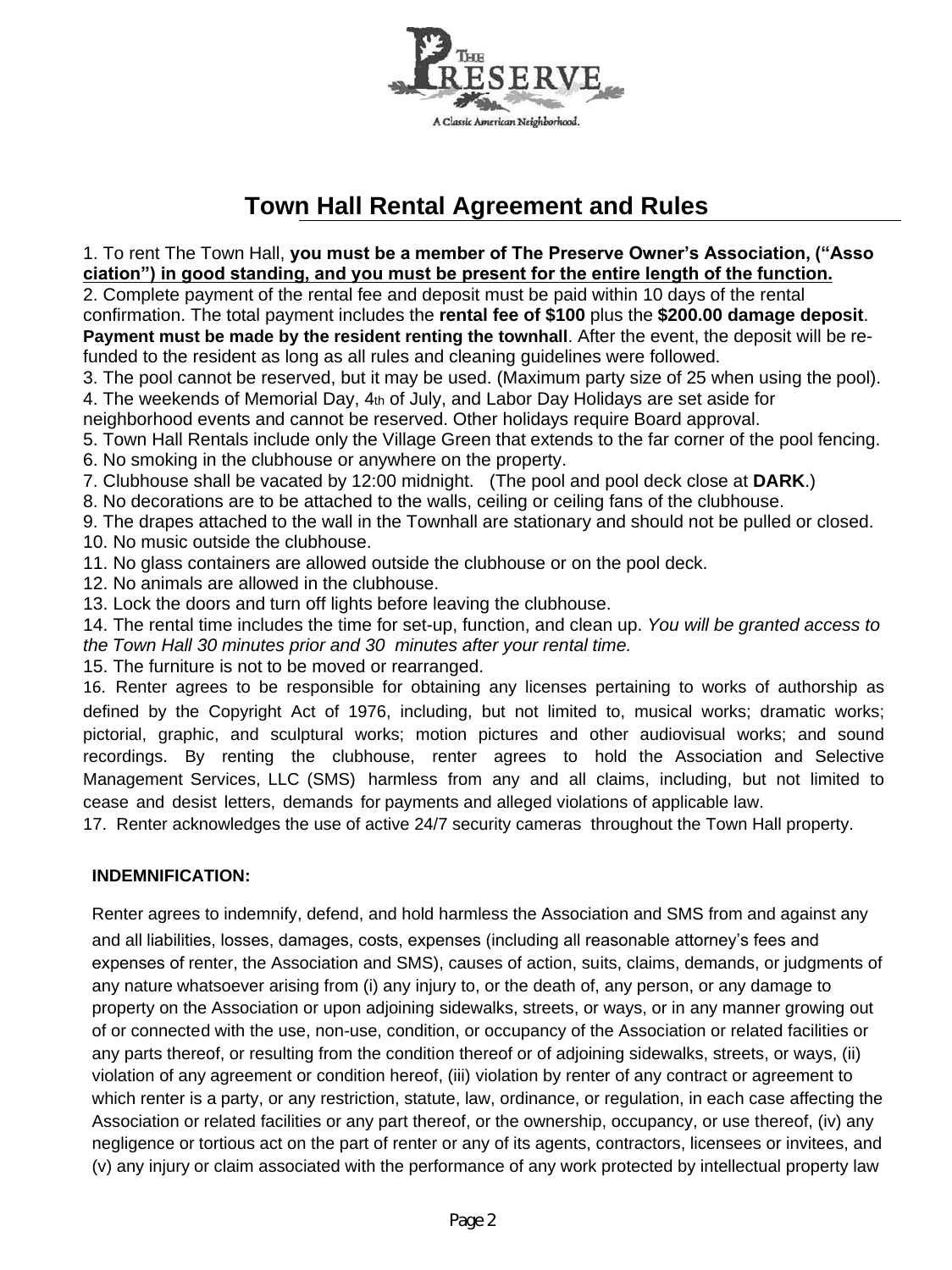# Town Hall Rental Agreement and Rules

1. To rent The Town Hall, **you must be a member of The Preserve Owner's Association, ("Association") in good standing, and you must be present for the entire length of the function.**
2. Complete payment of the rental fee and deposit must be paid within 10 days of the rental confirmation. The total payment includes the **rental fee of $100** plus the **$200.00 damage deposit**. **Payment must be made by the resident renting the townhall**. After the event, the deposit will be re-funded to the resident as long as all rules and cleaning guidelines were followed.
3. The pool cannot be reserved, but it may be used. (Maximum party size of 25 when using the pool).
4. The weekends of Memorial Day, 4th of July, and Labor Day Holidays are set aside for neighborhood events and cannot be reserved. Other holidays require Board approval.
5. Town Hall Rentals include only the Village Green that extends to the far corner of the pool fencing.
6. No smoking in the clubhouse or anywhere on the property.
7. Clubhouse shall be vacated by 12:00 midnight. (The pool and pool deck close at **DARK**.)
8. No decorations are to be attached to the walls, ceiling or ceiling fans of the clubhouse.
9. The drapes attached to the wall in the Townhall are stationary and should not be pulled or closed.
10. No music outside the clubhouse.
11. No glass containers are allowed outside the clubhouse or on the pool deck.
12. No animals are allowed in the clubhouse.
13. Lock the doors and turn off lights before leaving the clubhouse.
14. The rental time includes the time for set-up, function, and clean up. *You will be granted access to the Town Hall 30 minutes prior and 30 minutes after your rental time.*
15. The furniture is not to be moved or rearranged.
16. Renter agrees to be responsible for obtaining any licenses pertaining to works of authorship as defined by the Copyright Act of 1976, including, but not limited to, musical works; dramatic works; pictorial, graphic, and sculptural works; motion pictures and other audiovisual works; and sound recordings. By renting the clubhouse, renter agrees to hold the Association and Selective Management Services, LLC (SMS) harmless from any and all claims, including, but not limited to cease and desist letters, demands for payments and alleged violations of applicable law.
17. Renter acknowledges the use of active 24/7 security cameras throughout the Town Hall property.

**INDEMNIFICATION:**

Renter agrees to indemnify, defend, and hold harmless the Association and SMS from and against any and all liabilities, losses, damages, costs, expenses (including all reasonable attorney's fees and expenses of renter, the Association and SMS), causes of action, suits, claims, demands, or judgments of any nature whatsoever arising from (i) any injury to, or the death of, any person, or any damage to property on the Association or upon adjoining sidewalks, streets, or ways, or in any manner growing out of or connected with the use, non-use, condition, or occupancy of the Association or related facilities or any parts thereof, or resulting from the condition thereof or of adjoining sidewalks, streets, or ways, (ii) violation of any agreement or condition hereof, (iii) violation by renter of any contract or agreement to which renter is a party, or any restriction, statute, law, ordinance, or regulation, in each case affecting the Association or related facilities or any part thereof, or the ownership, occupancy, or use thereof, (iv) any negligence or tortious act on the part of renter or any of its agents, contractors, licensees or invitees, and (v) any injury or claim associated with the performance of any work protected by intellectual property law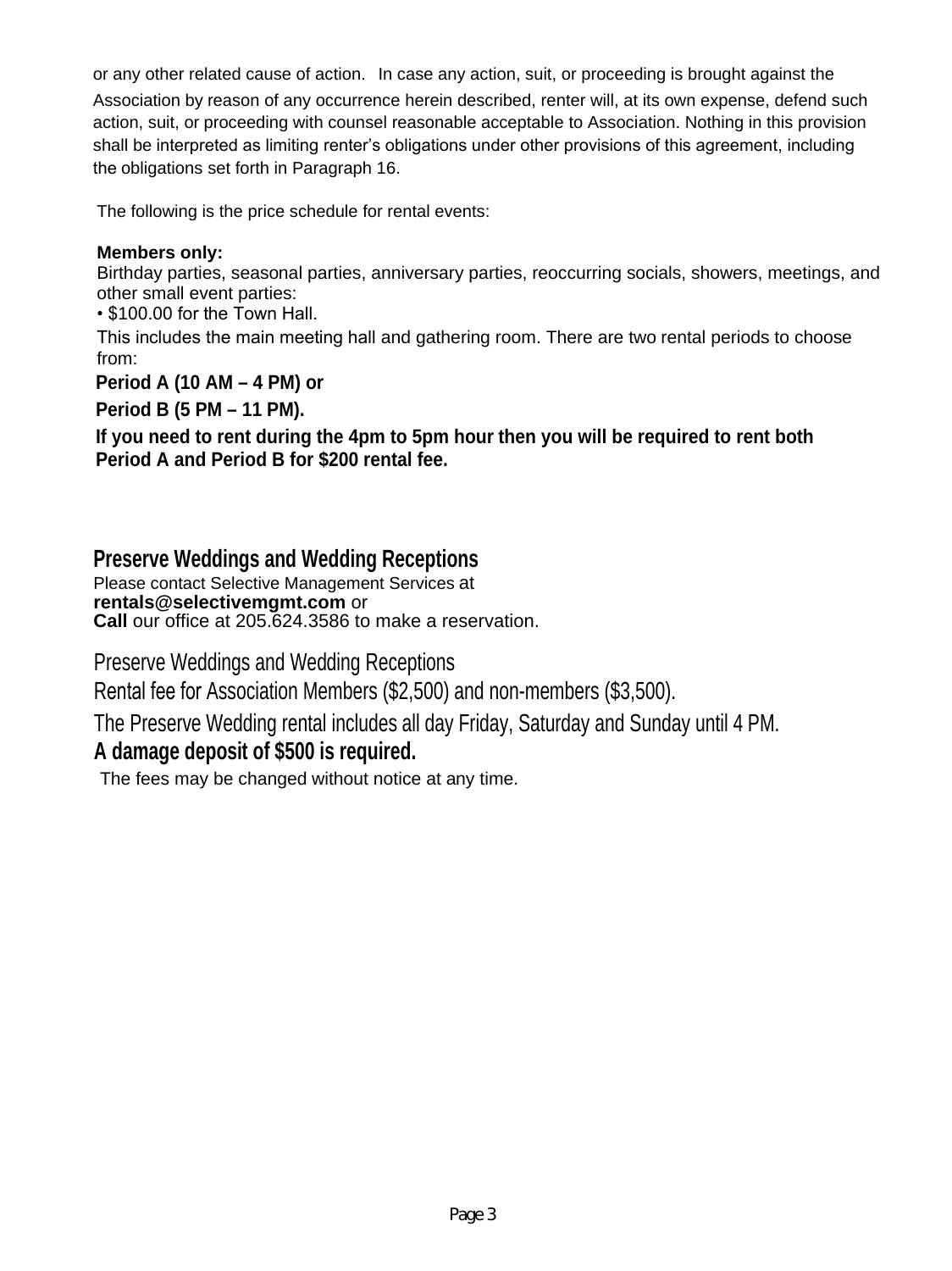or any other related cause of action. In case any action, suit, or proceeding is brought against the Association by reason of any occurrence herein described, renter will, at its own expense, defend such action, suit, or proceeding with counsel reasonable acceptable to Association. Nothing in this provision shall be interpreted as limiting renter's obligations under other provisions of this agreement, including the obligations set forth in Paragraph 16.

The following is the price schedule for rental events:

**Members only:**
Birthday parties, seasonal parties, anniversary parties, reoccurring socials, showers, meetings, and other small event parties:
• $100.00 for the Town Hall.
This includes the main meeting hall and gathering room. There are two rental periods to choose from:

**Period A (10 AM – 4 PM) or**

**Period B (5 PM – 11 PM).**

**If you need to rent during the 4pm to 5pm hour then you will be required to rent both Period A and Period B for $200 rental fee.**

## Preserve Weddings and Wedding Receptions

Please contact Selective Management Services at
**rentals@selectivemgmt.com** or
**Call** our office at 205.624.3586 to make a reservation.

Preserve Weddings and Wedding Receptions

Rental fee for Association Members ($2,500) and non-members ($3,500).

The Preserve Wedding rental includes all day Friday, Saturday and Sunday until 4 PM.

**A damage deposit of $500 is required.**

The fees may be changed without notice at any time.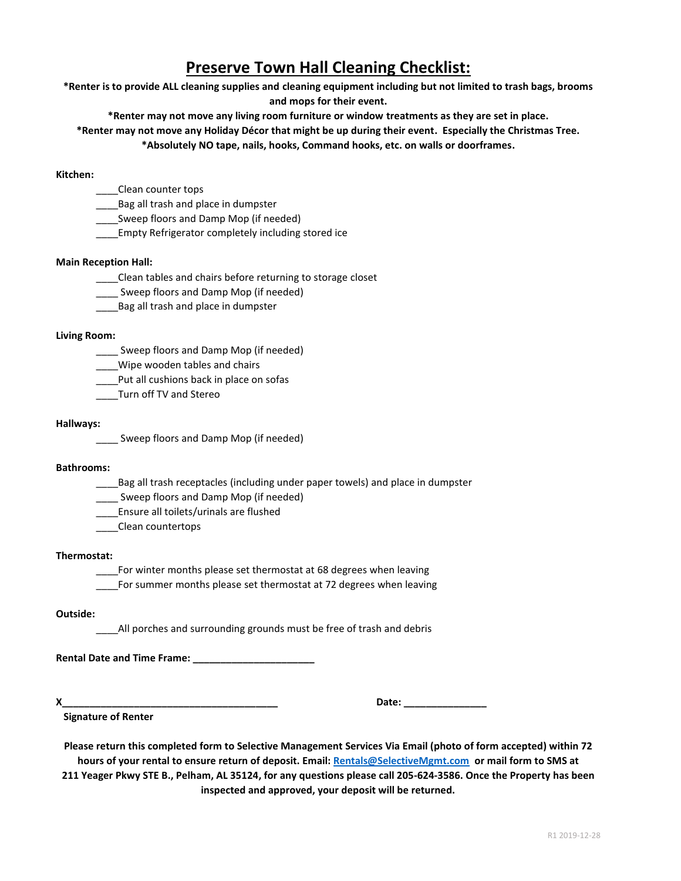# Preserve Town Hall Cleaning Checklist:

**\*Renter is to provide ALL cleaning supplies and cleaning equipment including but not limited to trash bags, brooms and mops for their event.**

**\*Renter may not move any living room furniture or window treatments as they are set in place.**

**\*Renter may not move any Holiday Décor that might be up during their event. Especially the Christmas Tree.**

**\*Absolutely NO tape, nails, hooks, Command hooks, etc. on walls or doorframes.**

**Kitchen:**

____Clean counter tops
____Bag all trash and place in dumpster
____Sweep floors and Damp Mop (if needed)
____Empty Refrigerator completely including stored ice

**Main Reception Hall:**

____Clean tables and chairs before returning to storage closet
____ Sweep floors and Damp Mop (if needed)
____Bag all trash and place in dumpster

**Living Room:**

____ Sweep floors and Damp Mop (if needed)
____Wipe wooden tables and chairs
____Put all cushions back in place on sofas
____Turn off TV and Stereo

**Hallways:**

____ Sweep floors and Damp Mop (if needed)

**Bathrooms:**

____Bag all trash receptacles (including under paper towels) and place in dumpster
____ Sweep floors and Damp Mop (if needed)
____Ensure all toilets/urinals are flushed
____Clean countertops

**Thermostat:**

____For winter months please set thermostat at 68 degrees when leaving
____For summer months please set thermostat at 72 degrees when leaving

**Outside:**

____All porches and surrounding grounds must be free of trash and debris

**Rental Date and Time Frame: ______________________**

**X_______________________________________** **Date: _______________**
**Signature of Renter**

**Please return this completed form to Selective Management Services Via Email (photo of form accepted) within 72 hours of your rental to ensure return of deposit. Email: Rentals@SelectiveMgmt.com or mail form to SMS at 211 Yeager Pkwy STE B., Pelham, AL 35124, for any questions please call 205-624-3586. Once the Property has been inspected and approved, your deposit will be returned.**

R1 2019-12-28